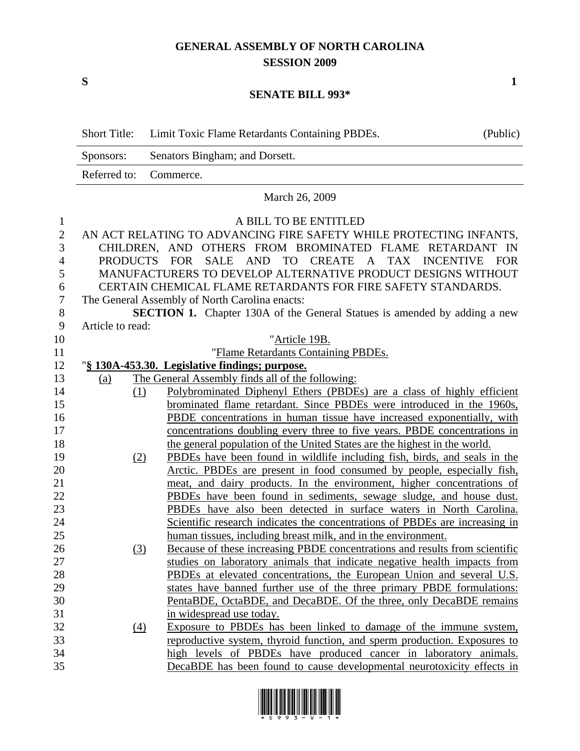# GENERAL ASSEMBLY OF NORTH CAROLINA
## SESSION 2009

**S** **1**

## SENATE BILL 993*

| | | |
|---|---|---|
| Short Title: | Limit Toxic Flame Retardants Containing PBDEs. | (Public) |
| Sponsors: | Senators Bingham; and Dorsett. | |
| Referred to: | Commerce. | |

March 26, 2009

A BILL TO BE ENTITLED

AN ACT RELATING TO ADVANCING FIRE SAFETY WHILE PROTECTING INFANTS, CHILDREN, AND OTHERS FROM BROMINATED FLAME RETARDANT IN PRODUCTS FOR SALE AND TO CREATE A TAX INCENTIVE FOR MANUFACTURERS TO DEVELOP ALTERNATIVE PRODUCT DESIGNS WITHOUT CERTAIN CHEMICAL FLAME RETARDANTS FOR FIRE SAFETY STANDARDS.

The General Assembly of North Carolina enacts:

**SECTION 1.** Chapter 130A of the General Statues is amended by adding a new Article to read:

"Article 19B.

"Flame Retardants Containing PBDEs.

"**§ 130A-453.30. Legislative findings; purpose.**

(a) The General Assembly finds all of the following:

(1) Polybrominated Diphenyl Ethers (PBDEs) are a class of highly efficient brominated flame retardant. Since PBDEs were introduced in the 1960s, PBDE concentrations in human tissue have increased exponentially, with concentrations doubling every three to five years. PBDE concentrations in the general population of the United States are the highest in the world.

(2) PBDEs have been found in wildlife including fish, birds, and seals in the Arctic. PBDEs are present in food consumed by people, especially fish, meat, and dairy products. In the environment, higher concentrations of PBDEs have been found in sediments, sewage sludge, and house dust. PBDEs have also been detected in surface waters in North Carolina. Scientific research indicates the concentrations of PBDEs are increasing in human tissues, including breast milk, and in the environment.

(3) Because of these increasing PBDE concentrations and results from scientific studies on laboratory animals that indicate negative health impacts from PBDEs at elevated concentrations, the European Union and several U.S. states have banned further use of the three primary PBDE formulations: PentaBDE, OctaBDE, and DecaBDE. Of the three, only DecaBDE remains in widespread use today.

(4) Exposure to PBDEs has been linked to damage of the immune system, reproductive system, thyroid function, and sperm production. Exposures to high levels of PBDEs have produced cancer in laboratory animals. DecaBDE has been found to cause developmental neurotoxicity effects in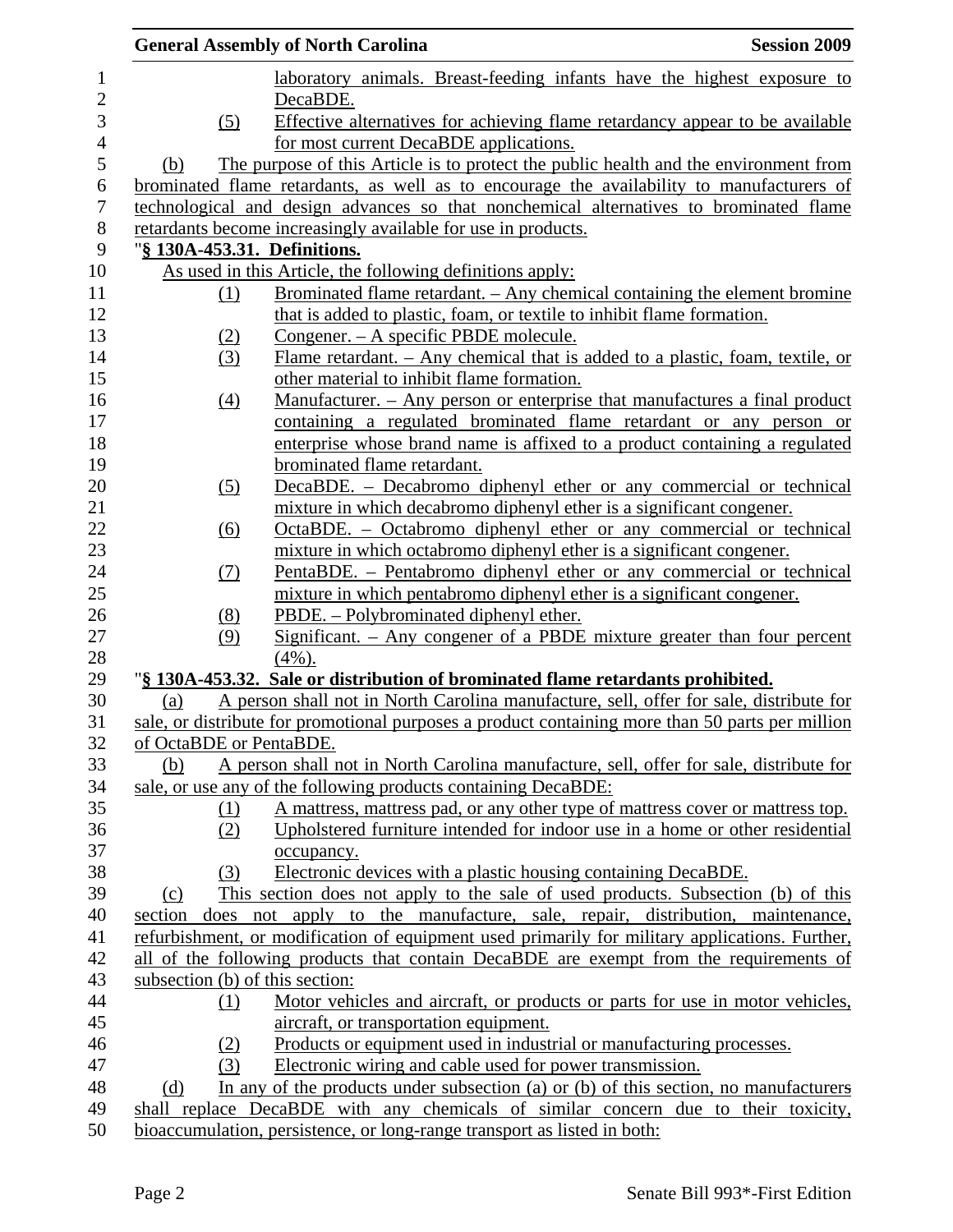laboratory animals. Breast-feeding infants have the highest exposure to DecaBDE.

(5) Effective alternatives for achieving flame retardancy appear to be available for most current DecaBDE applications.

(b) The purpose of this Article is to protect the public health and the environment from brominated flame retardants, as well as to encourage the availability to manufacturers of technological and design advances so that nonchemical alternatives to brominated flame retardants become increasingly available for use in products.

"**§ 130A-453.31. Definitions.**

As used in this Article, the following definitions apply:

(1) Brominated flame retardant. – Any chemical containing the element bromine that is added to plastic, foam, or textile to inhibit flame formation.

(2) Congener. – A specific PBDE molecule.

(3) Flame retardant. – Any chemical that is added to a plastic, foam, textile, or other material to inhibit flame formation.

(4) Manufacturer. – Any person or enterprise that manufactures a final product containing a regulated brominated flame retardant or any person or enterprise whose brand name is affixed to a product containing a regulated brominated flame retardant.

(5) DecaBDE. – Decabromo diphenyl ether or any commercial or technical mixture in which decabromo diphenyl ether is a significant congener.

(6) OctaBDE. – Octabromo diphenyl ether or any commercial or technical mixture in which octabromo diphenyl ether is a significant congener.

(7) PentaBDE. – Pentabromo diphenyl ether or any commercial or technical mixture in which pentabromo diphenyl ether is a significant congener.

(8) PBDE. – Polybrominated diphenyl ether.

(9) Significant. – Any congener of a PBDE mixture greater than four percent (4%).

"**§ 130A-453.32. Sale or distribution of brominated flame retardants prohibited.**

(a) A person shall not in North Carolina manufacture, sell, offer for sale, distribute for sale, or distribute for promotional purposes a product containing more than 50 parts per million of OctaBDE or PentaBDE.

(b) A person shall not in North Carolina manufacture, sell, offer for sale, distribute for sale, or use any of the following products containing DecaBDE:

(1) A mattress, mattress pad, or any other type of mattress cover or mattress top.

(2) Upholstered furniture intended for indoor use in a home or other residential occupancy.

(3) Electronic devices with a plastic housing containing DecaBDE.

(c) This section does not apply to the sale of used products. Subsection (b) of this section does not apply to the manufacture, sale, repair, distribution, maintenance, refurbishment, or modification of equipment used primarily for military applications. Further, all of the following products that contain DecaBDE are exempt from the requirements of subsection (b) of this section:

(1) Motor vehicles and aircraft, or products or parts for use in motor vehicles, aircraft, or transportation equipment.

(2) Products or equipment used in industrial or manufacturing processes.

(3) Electronic wiring and cable used for power transmission.

(d) In any of the products under subsection (a) or (b) of this section, no manufacturers shall replace DecaBDE with any chemicals of similar concern due to their toxicity, bioaccumulation, persistence, or long-range transport as listed in both: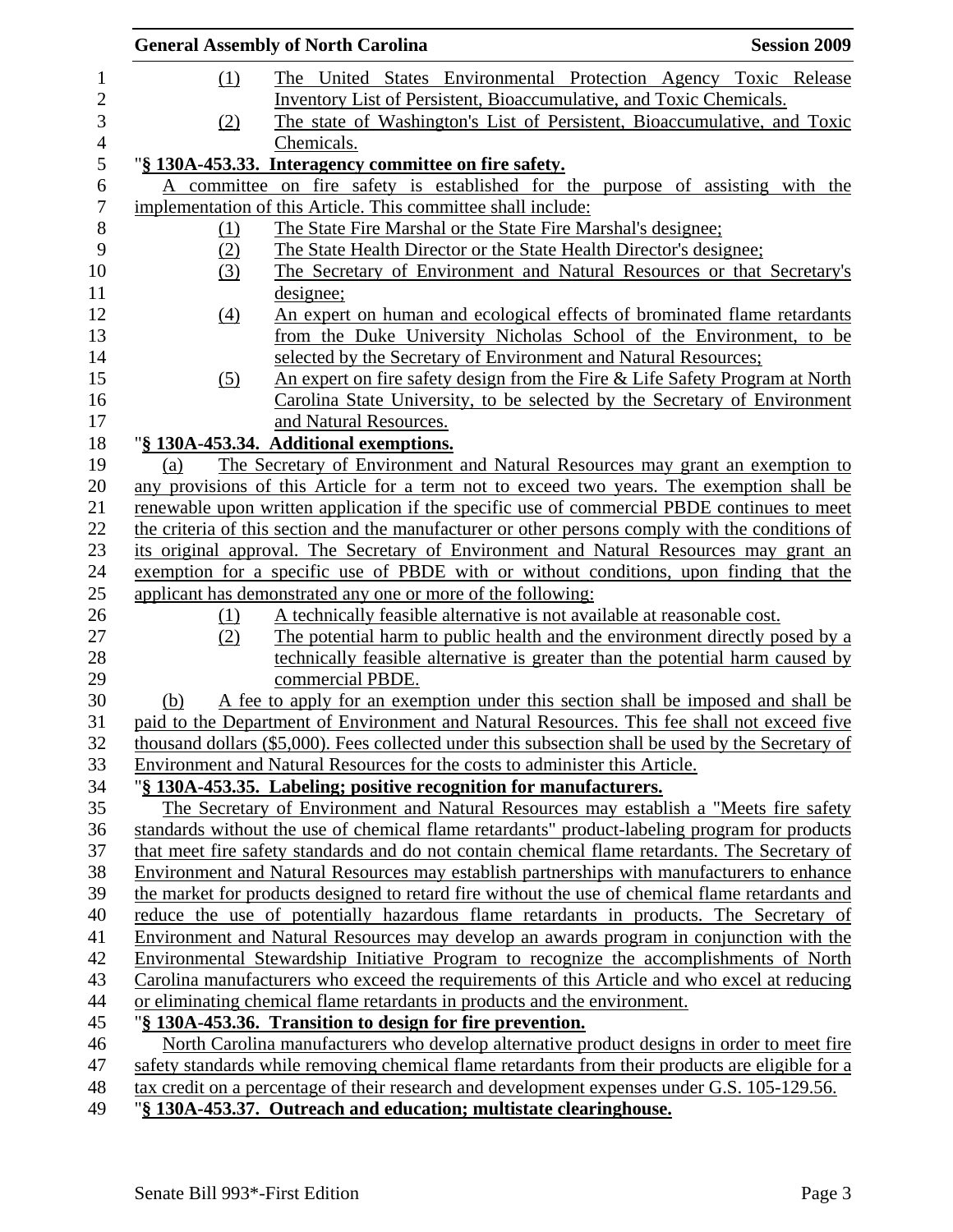(1) The United States Environmental Protection Agency Toxic Release Inventory List of Persistent, Bioaccumulative, and Toxic Chemicals.

(2) The state of Washington's List of Persistent, Bioaccumulative, and Toxic Chemicals.

"**§ 130A-453.33. Interagency committee on fire safety.**

A committee on fire safety is established for the purpose of assisting with the implementation of this Article. This committee shall include:

(1) The State Fire Marshal or the State Fire Marshal's designee;

(2) The State Health Director or the State Health Director's designee;

(3) The Secretary of Environment and Natural Resources or that Secretary's designee;

(4) An expert on human and ecological effects of brominated flame retardants from the Duke University Nicholas School of the Environment, to be selected by the Secretary of Environment and Natural Resources;

(5) An expert on fire safety design from the Fire & Life Safety Program at North Carolina State University, to be selected by the Secretary of Environment and Natural Resources.

"**§ 130A-453.34. Additional exemptions.**

(a) The Secretary of Environment and Natural Resources may grant an exemption to any provisions of this Article for a term not to exceed two years. The exemption shall be renewable upon written application if the specific use of commercial PBDE continues to meet the criteria of this section and the manufacturer or other persons comply with the conditions of its original approval. The Secretary of Environment and Natural Resources may grant an exemption for a specific use of PBDE with or without conditions, upon finding that the applicant has demonstrated any one or more of the following:

(1) A technically feasible alternative is not available at reasonable cost.

(2) The potential harm to public health and the environment directly posed by a technically feasible alternative is greater than the potential harm caused by commercial PBDE.

(b) A fee to apply for an exemption under this section shall be imposed and shall be paid to the Department of Environment and Natural Resources. This fee shall not exceed five thousand dollars ($5,000). Fees collected under this subsection shall be used by the Secretary of Environment and Natural Resources for the costs to administer this Article.

"**§ 130A-453.35. Labeling; positive recognition for manufacturers.**

The Secretary of Environment and Natural Resources may establish a "Meets fire safety standards without the use of chemical flame retardants" product-labeling program for products that meet fire safety standards and do not contain chemical flame retardants. The Secretary of Environment and Natural Resources may establish partnerships with manufacturers to enhance the market for products designed to retard fire without the use of chemical flame retardants and reduce the use of potentially hazardous flame retardants in products. The Secretary of Environment and Natural Resources may develop an awards program in conjunction with the Environmental Stewardship Initiative Program to recognize the accomplishments of North Carolina manufacturers who exceed the requirements of this Article and who excel at reducing or eliminating chemical flame retardants in products and the environment.

"**§ 130A-453.36. Transition to design for fire prevention.**

North Carolina manufacturers who develop alternative product designs in order to meet fire safety standards while removing chemical flame retardants from their products are eligible for a tax credit on a percentage of their research and development expenses under G.S. 105-129.56.

"**§ 130A-453.37. Outreach and education; multistate clearinghouse.**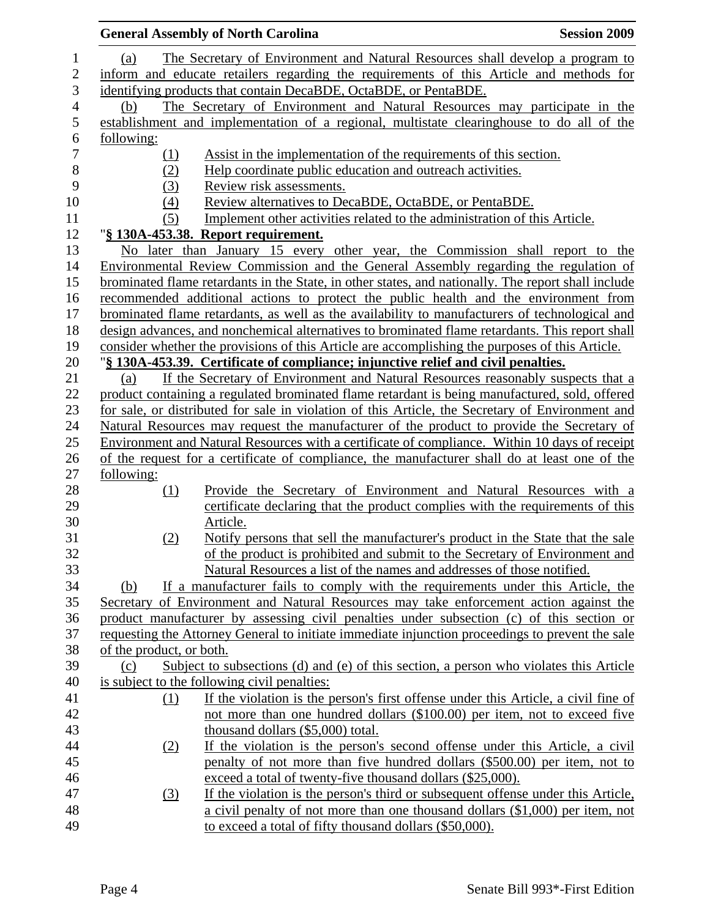(a) The Secretary of Environment and Natural Resources shall develop a program to inform and educate retailers regarding the requirements of this Article and methods for identifying products that contain DecaBDE, OctaBDE, or PentaBDE.

(b) The Secretary of Environment and Natural Resources may participate in the establishment and implementation of a regional, multistate clearinghouse to do all of the following:

(1) Assist in the implementation of the requirements of this section.
(2) Help coordinate public education and outreach activities.
(3) Review risk assessments.
(4) Review alternatives to DecaBDE, OctaBDE, or PentaBDE.
(5) Implement other activities related to the administration of this Article.

"**§ 130A-453.38. Report requirement.**

No later than January 15 every other year, the Commission shall report to the Environmental Review Commission and the General Assembly regarding the regulation of brominated flame retardants in the State, in other states, and nationally. The report shall include recommended additional actions to protect the public health and the environment from brominated flame retardants, as well as the availability to manufacturers of technological and design advances, and nonchemical alternatives to brominated flame retardants. This report shall consider whether the provisions of this Article are accomplishing the purposes of this Article.

"**§ 130A-453.39. Certificate of compliance; injunctive relief and civil penalties.**

(a) If the Secretary of Environment and Natural Resources reasonably suspects that a product containing a regulated brominated flame retardant is being manufactured, sold, offered for sale, or distributed for sale in violation of this Article, the Secretary of Environment and Natural Resources may request the manufacturer of the product to provide the Secretary of Environment and Natural Resources with a certificate of compliance. Within 10 days of receipt of the request for a certificate of compliance, the manufacturer shall do at least one of the following:

(1) Provide the Secretary of Environment and Natural Resources with a certificate declaring that the product complies with the requirements of this Article.
(2) Notify persons that sell the manufacturer's product in the State that the sale of the product is prohibited and submit to the Secretary of Environment and Natural Resources a list of the names and addresses of those notified.

(b) If a manufacturer fails to comply with the requirements under this Article, the Secretary of Environment and Natural Resources may take enforcement action against the product manufacturer by assessing civil penalties under subsection (c) of this section or requesting the Attorney General to initiate immediate injunction proceedings to prevent the sale of the product, or both.

(c) Subject to subsections (d) and (e) of this section, a person who violates this Article is subject to the following civil penalties:

(1) If the violation is the person's first offense under this Article, a civil fine of not more than one hundred dollars ($100.00) per item, not to exceed five thousand dollars ($5,000) total.
(2) If the violation is the person's second offense under this Article, a civil penalty of not more than five hundred dollars ($500.00) per item, not to exceed a total of twenty-five thousand dollars ($25,000).
(3) If the violation is the person's third or subsequent offense under this Article, a civil penalty of not more than one thousand dollars ($1,000) per item, not to exceed a total of fifty thousand dollars ($50,000).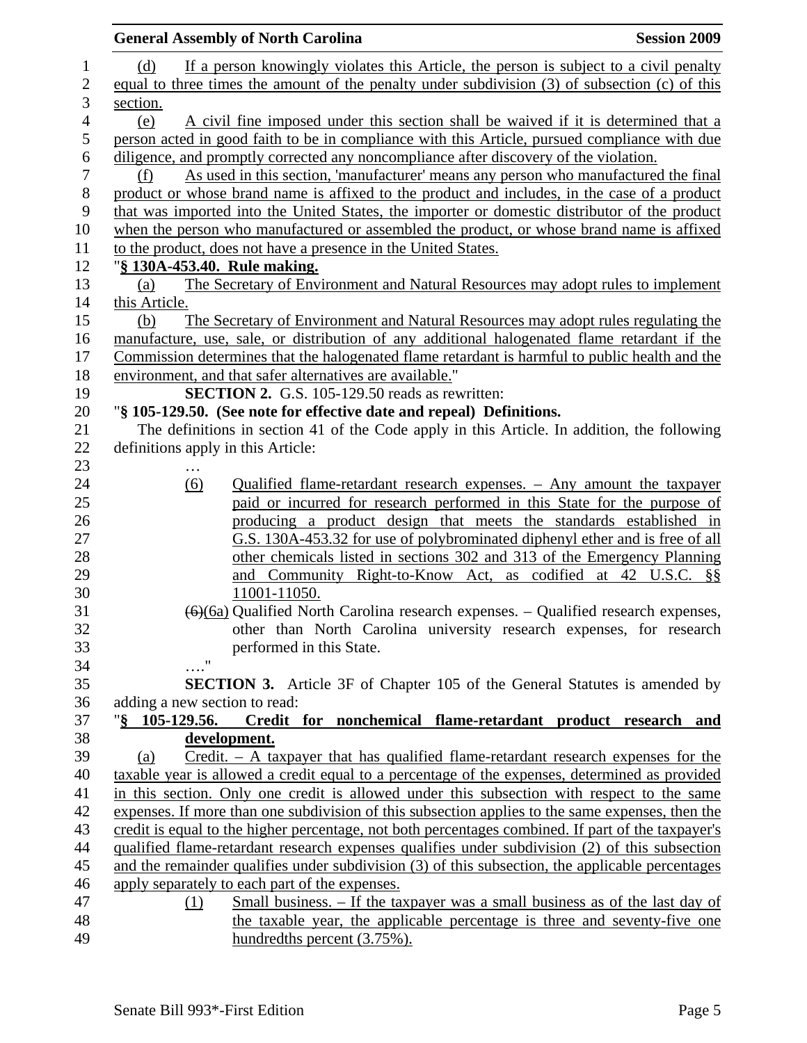(d) If a person knowingly violates this Article, the person is subject to a civil penalty equal to three times the amount of the penalty under subdivision (3) of subsection (c) of this section.

(e) A civil fine imposed under this section shall be waived if it is determined that a person acted in good faith to be in compliance with this Article, pursued compliance with due diligence, and promptly corrected any noncompliance after discovery of the violation.

(f) As used in this section, 'manufacturer' means any person who manufactured the final product or whose brand name is affixed to the product and includes, in the case of a product that was imported into the United States, the importer or domestic distributor of the product when the person who manufactured or assembled the product, or whose brand name is affixed to the product, does not have a presence in the United States.

"**§ 130A-453.40. Rule making.**

(a) The Secretary of Environment and Natural Resources may adopt rules to implement this Article.

(b) The Secretary of Environment and Natural Resources may adopt rules regulating the manufacture, use, sale, or distribution of any additional halogenated flame retardant if the Commission determines that the halogenated flame retardant is harmful to public health and the environment, and that safer alternatives are available."

**SECTION 2.** G.S. 105-129.50 reads as rewritten:

"**§ 105-129.50. (See note for effective date and repeal) Definitions.**

The definitions in section 41 of the Code apply in this Article. In addition, the following definitions apply in this Article:

…

(6) Qualified flame-retardant research expenses. – Any amount the taxpayer paid or incurred for research performed in this State for the purpose of producing a product design that meets the standards established in G.S. 130A-453.32 for use of polybrominated diphenyl ether and is free of all other chemicals listed in sections 302 and 313 of the Emergency Planning and Community Right-to-Know Act, as codified at 42 U.S.C. §§ 11001-11050.

~~(6)~~(6a) Qualified North Carolina research expenses. – Qualified research expenses, other than North Carolina university research expenses, for research performed in this State.

…."

**SECTION 3.** Article 3F of Chapter 105 of the General Statutes is amended by adding a new section to read:

"**§ 105-129.56. Credit for nonchemical flame-retardant product research and development.**

(a) Credit. – A taxpayer that has qualified flame-retardant research expenses for the taxable year is allowed a credit equal to a percentage of the expenses, determined as provided in this section. Only one credit is allowed under this subsection with respect to the same expenses. If more than one subdivision of this subsection applies to the same expenses, then the credit is equal to the higher percentage, not both percentages combined. If part of the taxpayer's qualified flame-retardant research expenses qualifies under subdivision (2) of this subsection and the remainder qualifies under subdivision (3) of this subsection, the applicable percentages apply separately to each part of the expenses.

(1) Small business. – If the taxpayer was a small business as of the last day of the taxable year, the applicable percentage is three and seventy-five one hundredths percent (3.75%).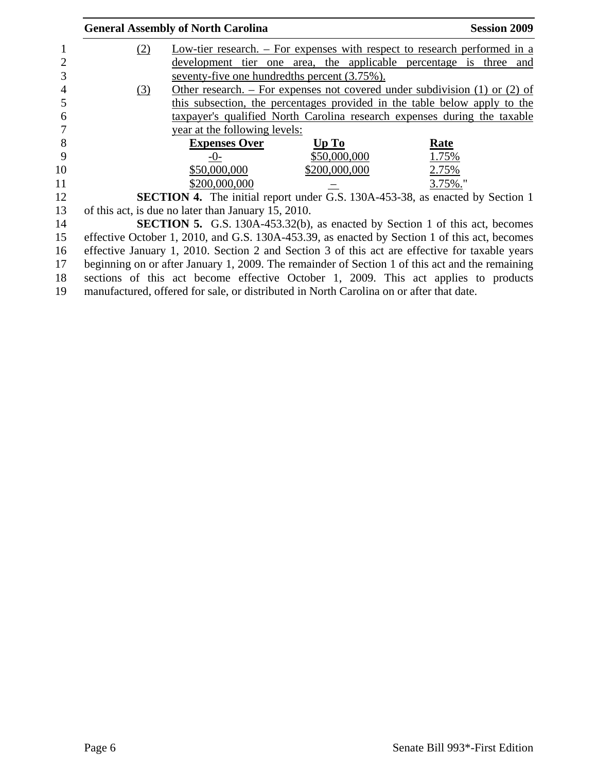(2) Low-tier research. – For expenses with respect to research performed in a development tier one area, the applicable percentage is three and seventy-five one hundredths percent (3.75%).

(3) Other research. – For expenses not covered under subdivision (1) or (2) of this subsection, the percentages provided in the table below apply to the taxpayer's qualified North Carolina research expenses during the taxable year at the following levels:

| Expenses Over | Up To | Rate |
|---|---|---|
| -0- | $50,000,000 | 1.75% |
| $50,000,000 | $200,000,000 | 2.75% |
| $200,000,000 | – | 3.75%." |

**SECTION 4.** The initial report under G.S. 130A-453-38, as enacted by Section 1 of this act, is due no later than January 15, 2010.

**SECTION 5.** G.S. 130A-453.32(b), as enacted by Section 1 of this act, becomes effective October 1, 2010, and G.S. 130A-453.39, as enacted by Section 1 of this act, becomes effective January 1, 2010. Section 2 and Section 3 of this act are effective for taxable years beginning on or after January 1, 2009. The remainder of Section 1 of this act and the remaining sections of this act become effective October 1, 2009. This act applies to products manufactured, offered for sale, or distributed in North Carolina on or after that date.